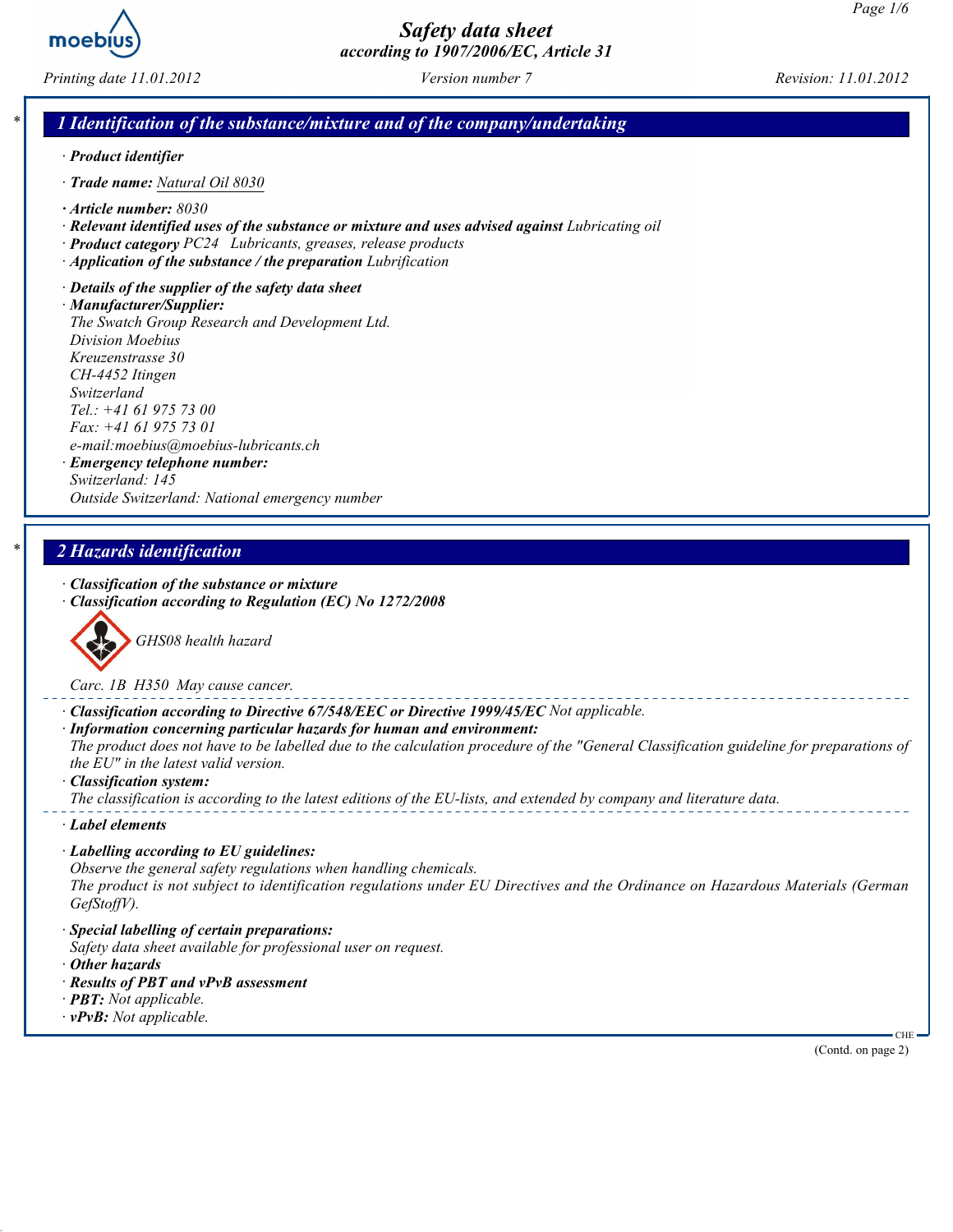# Safety data sheet

*according to 1907/2006/EC, Article 31*

*Printing date 11.01.2012* *Version number 7* *Revision: 11.01.2012*

## 1 Identification of the substance/mixture and of the company/undertaking

· **Product identifier**

· **Trade name:** Natural Oil 8030

· **Article number:** 8030

· **Relevant identified uses of the substance or mixture and uses advised against** Lubricating oil

· **Product category** PC24 Lubricants, greases, release products

· **Application of the substance / the preparation** Lubrification

· **Details of the supplier of the safety data sheet**

· **Manufacturer/Supplier:**

The Swatch Group Research and Development Ltd.
Division Moebius
Kreuzenstrasse 30
CH-4452 Itingen
Switzerland
Tel.: +41 61 975 73 00
Fax: +41 61 975 73 01
e-mail:moebius@moebius-lubricants.ch

· **Emergency telephone number:**

Switzerland: 145
Outside Switzerland: National emergency number

## 2 Hazards identification

· **Classification of the substance or mixture**

· **Classification according to Regulation (EC) No 1272/2008**

GHS08 health hazard

Carc. 1B H350 May cause cancer.

· **Classification according to Directive 67/548/EEC or Directive 1999/45/EC** Not applicable.

· **Information concerning particular hazards for human and environment:**

The product does not have to be labelled due to the calculation procedure of the "General Classification guideline for preparations of the EU" in the latest valid version.

· **Classification system:**

The classification is according to the latest editions of the EU-lists, and extended by company and literature data.

· **Label elements**

· **Labelling according to EU guidelines:**

Observe the general safety regulations when handling chemicals.
The product is not subject to identification regulations under EU Directives and the Ordinance on Hazardous Materials (German GefStoffV).

· **Special labelling of certain preparations:**

Safety data sheet available for professional user on request.

· **Other hazards**

· **Results of PBT and vPvB assessment**

· **PBT:** Not applicable.

· **vPvB:** Not applicable.

(Contd. on page 2)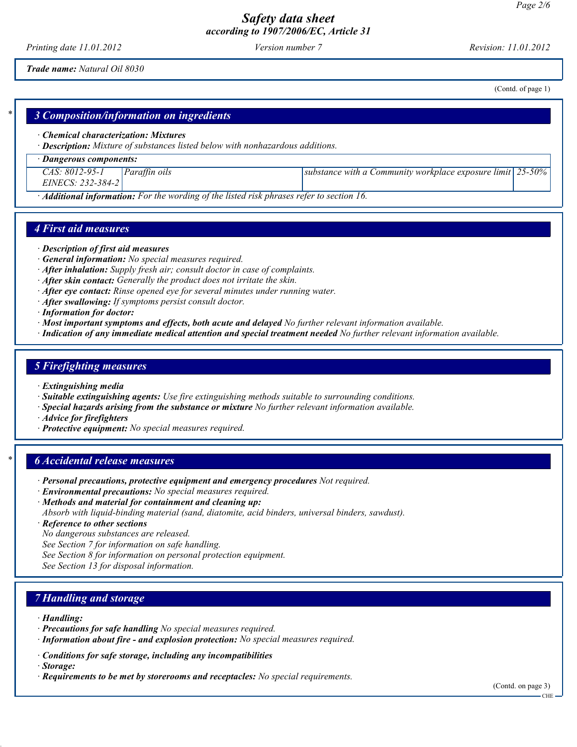Trade name: Natural Oil 8030

(Contd. of page 1)

## 3 Composition/information on ingredients

· **Chemical characterization: Mixtures**
· **Description:** Mixture of substances listed below with nonhazardous additions.

· **Dangerous components:**

| | | | |
|---|---|---|---|
| CAS: 8012-95-1<br>EINECS: 232-384-2 | Paraffin oils | substance with a Community workplace exposure limit | 25-50% |

· **Additional information:** For the wording of the listed risk phrases refer to section 16.

## 4 First aid measures

· **Description of first aid measures**
· **General information:** No special measures required.
· **After inhalation:** Supply fresh air; consult doctor in case of complaints.
· **After skin contact:** Generally the product does not irritate the skin.
· **After eye contact:** Rinse opened eye for several minutes under running water.
· **After swallowing:** If symptoms persist consult doctor.
· **Information for doctor:**
· **Most important symptoms and effects, both acute and delayed** No further relevant information available.
· **Indication of any immediate medical attention and special treatment needed** No further relevant information available.

## 5 Firefighting measures

· **Extinguishing media**
· **Suitable extinguishing agents:** Use fire extinguishing methods suitable to surrounding conditions.
· **Special hazards arising from the substance or mixture** No further relevant information available.
· **Advice for firefighters**
· **Protective equipment:** No special measures required.

## 6 Accidental release measures

· **Personal precautions, protective equipment and emergency procedures** Not required.
· **Environmental precautions:** No special measures required.
· **Methods and material for containment and cleaning up:**
Absorb with liquid-binding material (sand, diatomite, acid binders, universal binders, sawdust).
· **Reference to other sections**
No dangerous substances are released.
See Section 7 for information on safe handling.
See Section 8 for information on personal protection equipment.
See Section 13 for disposal information.

## 7 Handling and storage

· **Handling:**
· **Precautions for safe handling** No special measures required.
· **Information about fire - and explosion protection:** No special measures required.

· **Conditions for safe storage, including any incompatibilities**
· **Storage:**
· **Requirements to be met by storerooms and receptacles:** No special requirements.

(Contd. on page 3)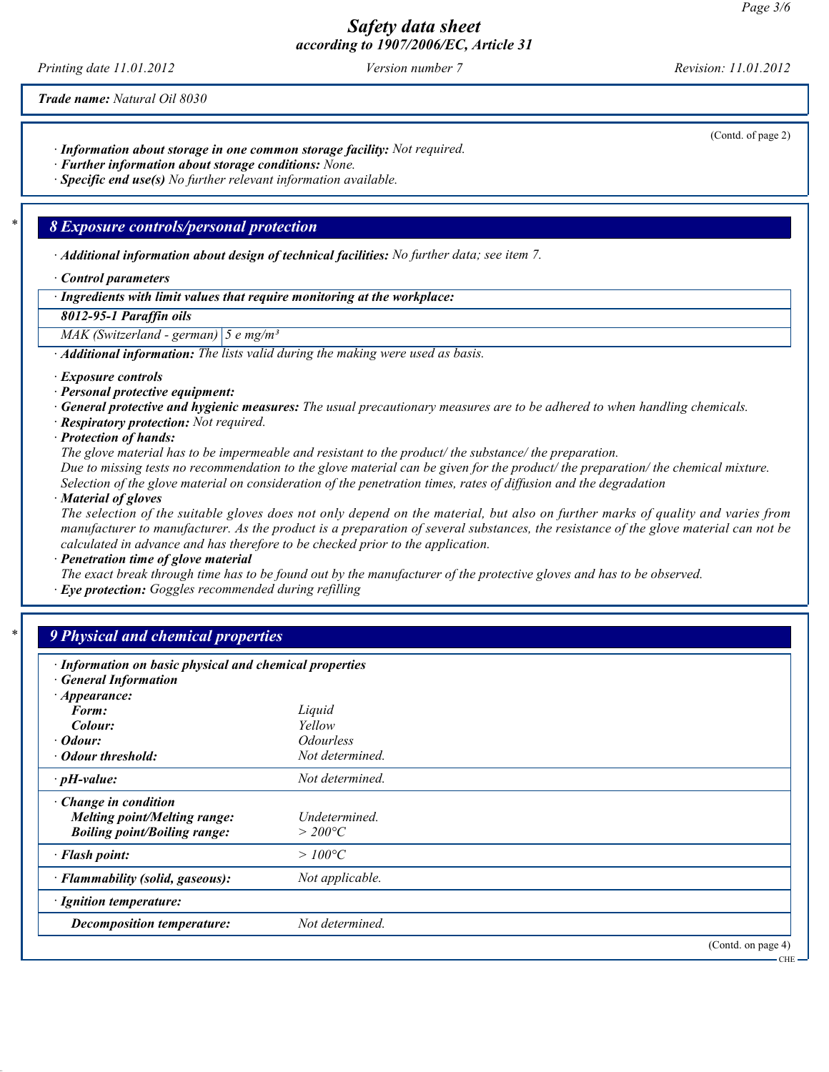**Trade name:** *Natural Oil 8030*

(Contd. of page 2)

· ***Information about storage in one common storage facility:*** *Not required.*
· ***Further information about storage conditions:*** *None.*
· ***Specific end use(s)*** *No further relevant information available.*

## 8 Exposure controls/personal protection

· ***Additional information about design of technical facilities:*** *No further data; see item 7.*

· ***Control parameters***

| · Ingredients with limit values that require monitoring at the workplace: | |
|---|---|
| **8012-95-1 Paraffin oils** | |
| *MAK (Switzerland - german)* | *5 e mg/m³* |

· ***Additional information:*** *The lists valid during the making were used as basis.*

· ***Exposure controls***
· ***Personal protective equipment:***
· ***General protective and hygienic measures:*** *The usual precautionary measures are to be adhered to when handling chemicals.*
· ***Respiratory protection:*** *Not required.*
· ***Protection of hands:***
*The glove material has to be impermeable and resistant to the product/ the substance/ the preparation.*
*Due to missing tests no recommendation to the glove material can be given for the product/ the preparation/ the chemical mixture.*
*Selection of the glove material on consideration of the penetration times, rates of diffusion and the degradation*
· ***Material of gloves***
*The selection of the suitable gloves does not only depend on the material, but also on further marks of quality and varies from manufacturer to manufacturer. As the product is a preparation of several substances, the resistance of the glove material can not be calculated in advance and has therefore to be checked prior to the application.*
· ***Penetration time of glove material***
*The exact break through time has to be found out by the manufacturer of the protective gloves and has to be observed.*
· ***Eye protection:*** *Goggles recommended during refilling*

## 9 Physical and chemical properties

| | |
|---|---|
| · **Information on basic physical and chemical properties** | |
| · **General Information** | |
| · **Appearance:** | |
| **Form:** | *Liquid* |
| **Colour:** | *Yellow* |
| · **Odour:** | *Odourless* |
| · **Odour threshold:** | *Not determined.* |
| · **pH-value:** | *Not determined.* |
| · **Change in condition** | |
| **Melting point/Melting range:** | *Undetermined.* |
| **Boiling point/Boiling range:** | *> 200°C* |
| · **Flash point:** | *> 100°C* |
| · **Flammability (solid, gaseous):** | *Not applicable.* |
| · **Ignition temperature:** | |
| **Decomposition temperature:** | *Not determined.* |

(Contd. on page 4)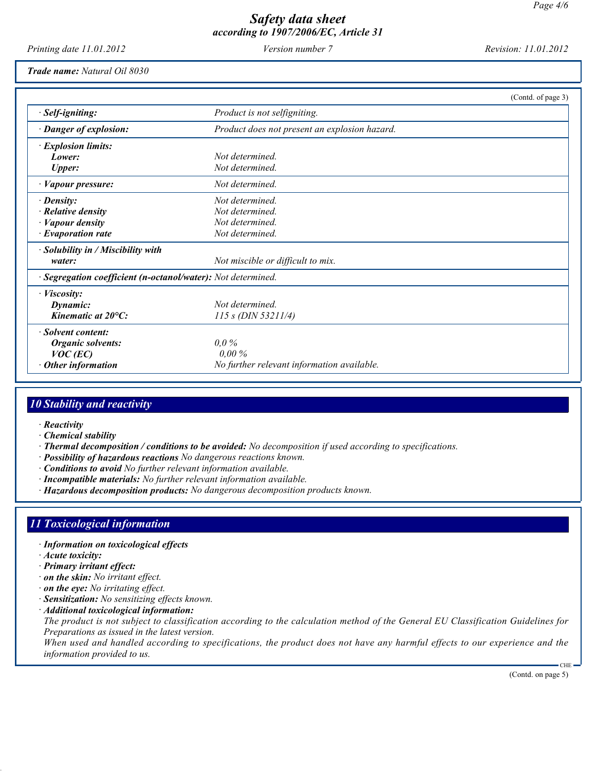Trade name: Natural Oil 8030

(Contd. of page 3)

| | |
|---|---|
| · **Self-igniting:** | Product is not selfigniting. |
| · **Danger of explosion:** | Product does not present an explosion hazard. |
| · **Explosion limits:** | |
| **Lower:** | Not determined. |
| **Upper:** | Not determined. |
| · **Vapour pressure:** | Not determined. |
| · **Density:** | Not determined. |
| · **Relative density** | Not determined. |
| · **Vapour density** | Not determined. |
| · **Evaporation rate** | Not determined. |
| · **Solubility in / Miscibility with water:** | Not miscible or difficult to mix. |
| · **Segregation coefficient (n-octanol/water):** | Not determined. |
| · **Viscosity:** | |
| **Dynamic:** | Not determined. |
| **Kinematic at 20°C:** | 115 s (DIN 53211/4) |
| · **Solvent content:** | |
| **Organic solvents:** | 0,0 % |
| **VOC (EC)** | 0,00 % |
| · **Other information** | No further relevant information available. |

## 10 Stability and reactivity

· **Reactivity**
· **Chemical stability**
· **Thermal decomposition / conditions to be avoided:** No decomposition if used according to specifications.
· **Possibility of hazardous reactions** No dangerous reactions known.
· **Conditions to avoid** No further relevant information available.
· **Incompatible materials:** No further relevant information available.
· **Hazardous decomposition products:** No dangerous decomposition products known.

## 11 Toxicological information

· **Information on toxicological effects**
· **Acute toxicity:**
· **Primary irritant effect:**
· **on the skin:** No irritant effect.
· **on the eye:** No irritating effect.
· **Sensitization:** No sensitizing effects known.
· **Additional toxicological information:**
The product is not subject to classification according to the calculation method of the General EU Classification Guidelines for Preparations as issued in the latest version.
When used and handled according to specifications, the product does not have any harmful effects to our experience and the information provided to us.

(Contd. on page 5)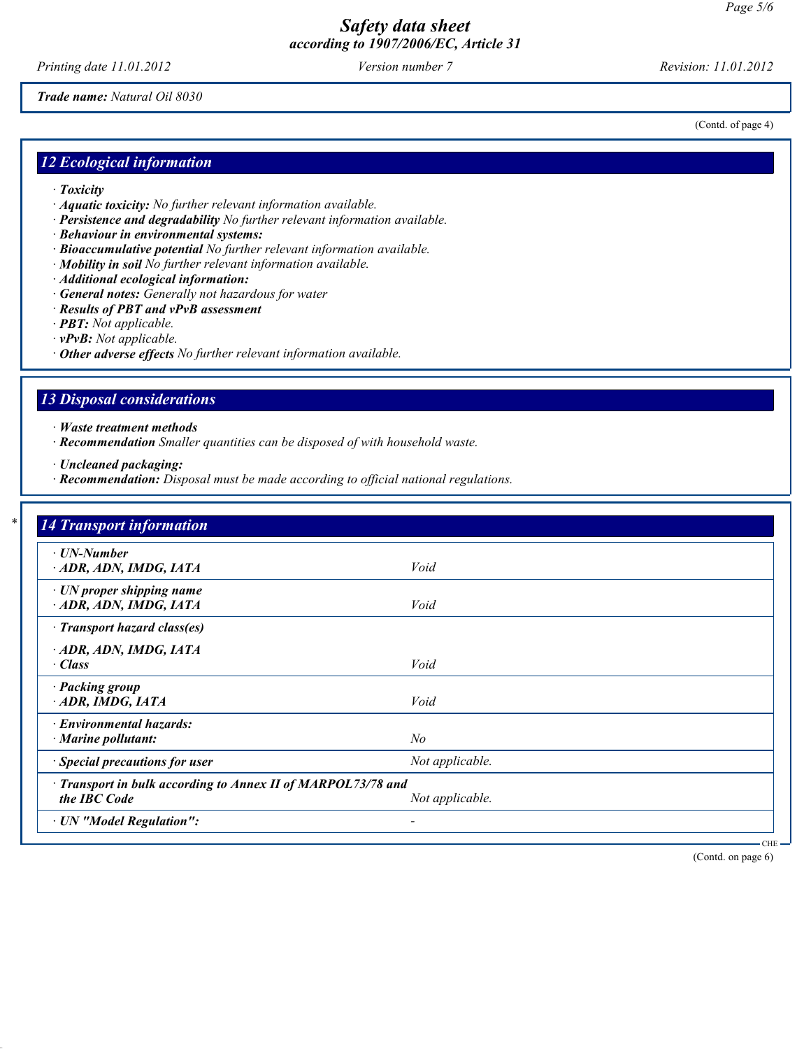**Trade name:** *Natural Oil 8030*

(Contd. of page 4)

## 12 Ecological information

· ***Toxicity***
· ***Aquatic toxicity:*** *No further relevant information available.*
· ***Persistence and degradability*** *No further relevant information available.*
· ***Behaviour in environmental systems:***
· ***Bioaccumulative potential*** *No further relevant information available.*
· ***Mobility in soil*** *No further relevant information available.*
· ***Additional ecological information:***
· ***General notes:*** *Generally not hazardous for water*
· ***Results of PBT and vPvB assessment***
· ***PBT:*** *Not applicable.*
· ***vPvB:*** *Not applicable.*
· ***Other adverse effects*** *No further relevant information available.*

## 13 Disposal considerations

· ***Waste treatment methods***
· ***Recommendation*** *Smaller quantities can be disposed of with household waste.*

· ***Uncleaned packaging:***
· ***Recommendation:*** *Disposal must be made according to official national regulations.*

## * 14 Transport information

| | |
|---|---|
| · ***UN-Number***<br>· ***ADR, ADN, IMDG, IATA*** | *Void* |
| · ***UN proper shipping name***<br>· ***ADR, ADN, IMDG, IATA*** | *Void* |
| · ***Transport hazard class(es)***<br>· ***ADR, ADN, IMDG, IATA***<br>· ***Class*** | *Void* |
| · ***Packing group***<br>· ***ADR, IMDG, IATA*** | *Void* |
| · ***Environmental hazards:***<br>· ***Marine pollutant:*** | *No* |
| · ***Special precautions for user*** | *Not applicable.* |
| · ***Transport in bulk according to Annex II of MARPOL73/78 and the IBC Code*** | *Not applicable.* |
| · ***UN "Model Regulation":*** | - |

CHE

(Contd. on page 6)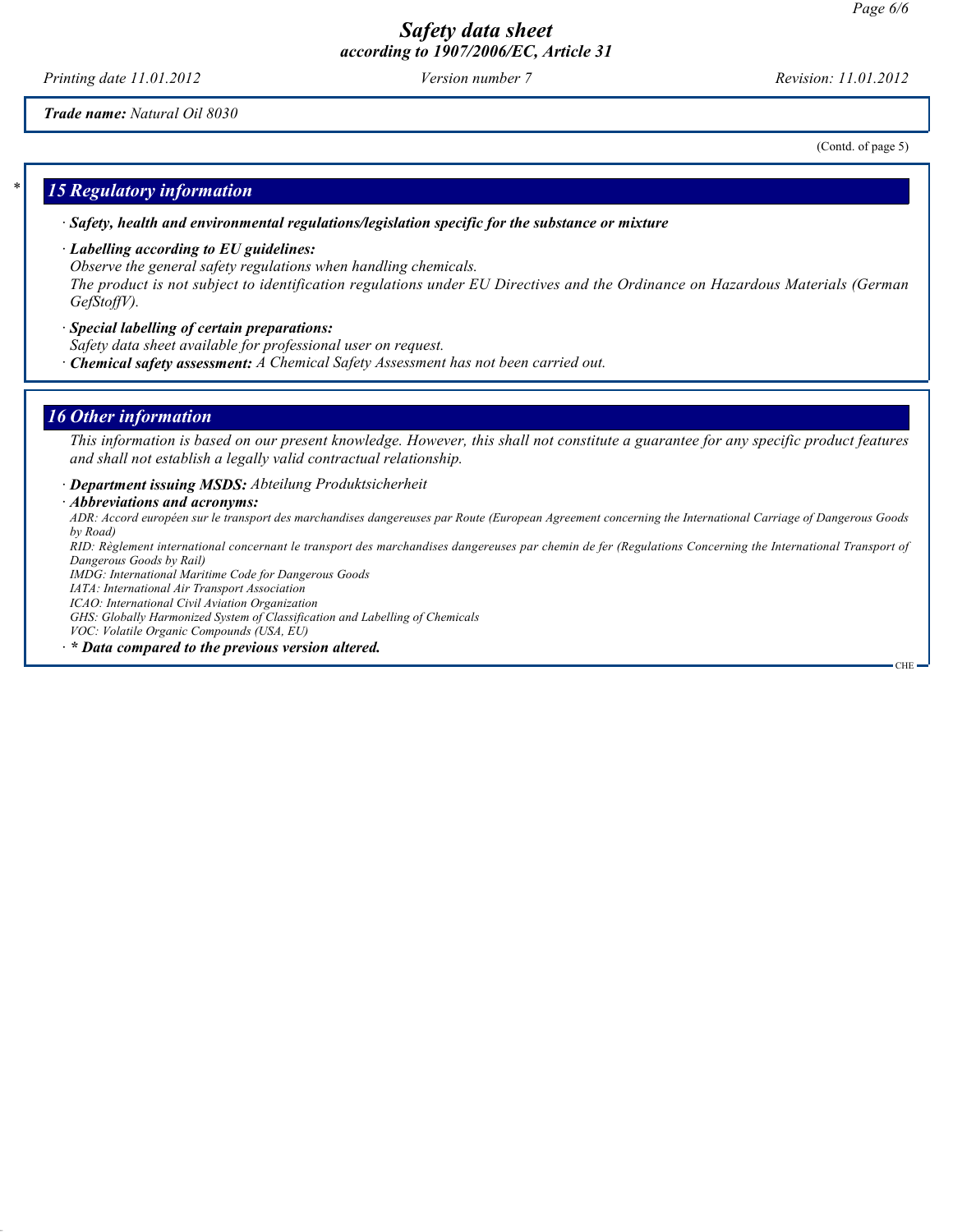Trade name: Natural Oil 8030

(Contd. of page 5)

## * 15 Regulatory information

· **Safety, health and environmental regulations/legislation specific for the substance or mixture**

· **Labelling according to EU guidelines:**
Observe the general safety regulations when handling chemicals.
The product is not subject to identification regulations under EU Directives and the Ordinance on Hazardous Materials (German GefStoffV).

· **Special labelling of certain preparations:**
Safety data sheet available for professional user on request.

· **Chemical safety assessment:** A Chemical Safety Assessment has not been carried out.

## 16 Other information

This information is based on our present knowledge. However, this shall not constitute a guarantee for any specific product features and shall not establish a legally valid contractual relationship.

· **Department issuing MSDS:** Abteilung Produktsicherheit

· **Abbreviations and acronyms:**
ADR: Accord européen sur le transport des marchandises dangereuses par Route (European Agreement concerning the International Carriage of Dangerous Goods by Road)
RID: Règlement international concernant le transport des marchandises dangereuses par chemin de fer (Regulations Concerning the International Transport of Dangerous Goods by Rail)
IMDG: International Maritime Code for Dangerous Goods
IATA: International Air Transport Association
ICAO: International Civil Aviation Organization
GHS: Globally Harmonized System of Classification and Labelling of Chemicals
VOC: Volatile Organic Compounds (USA, EU)

· **\* Data compared to the previous version altered.**